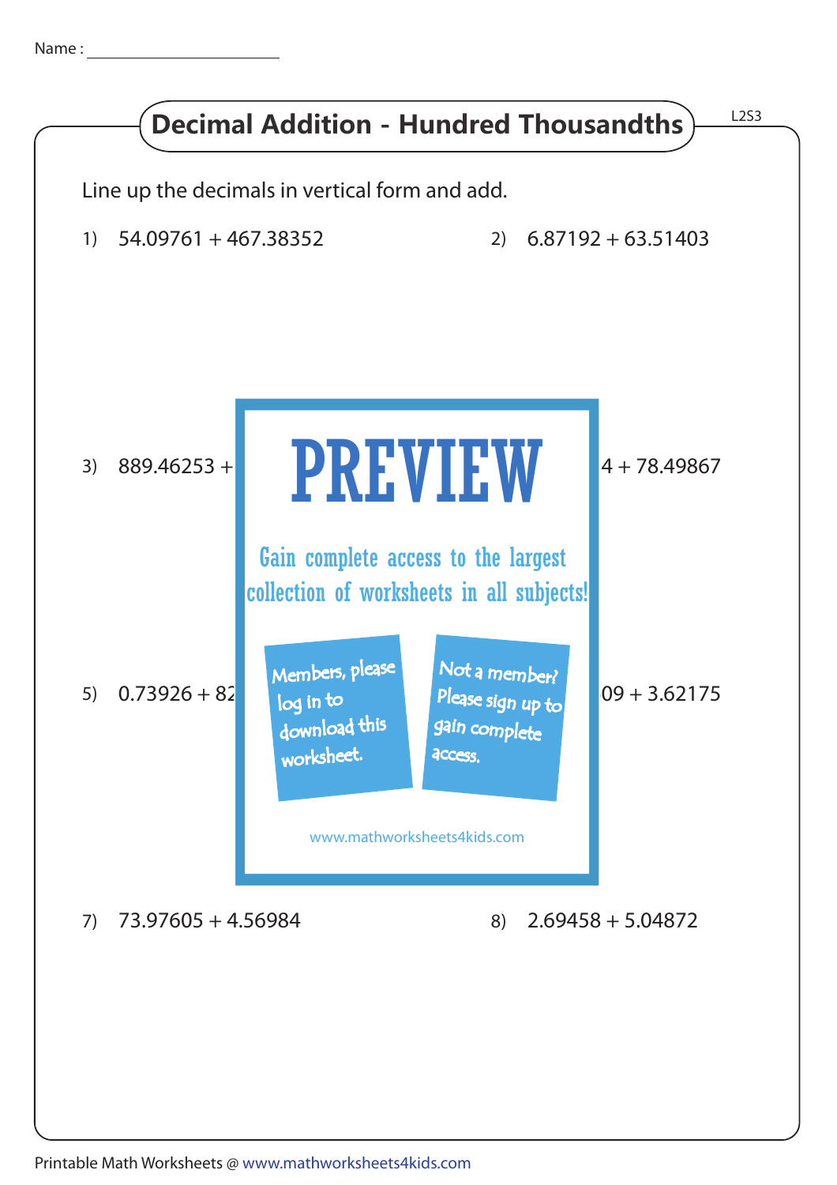Name : ____________________

# Decimal Addition - Hundred Thousandths

L2S3

Line up the decimals in vertical form and add.

1) 54.09761 + 467.38352

2) 6.87192 + 63.51403

3) 889.46253 +

4 + 78.49867

PREVIEW

Gain complete access to the largest collection of worksheets in all subjects!

Members, please log in to download this worksheet.

Not a member? Please sign up to gain complete access.

www.mathworksheets4kids.com

5) 0.73926 + 82

09 + 3.62175

7) 73.97605 + 4.56984

8) 2.69458 + 5.04872

Printable Math Worksheets @ www.mathworksheets4kids.com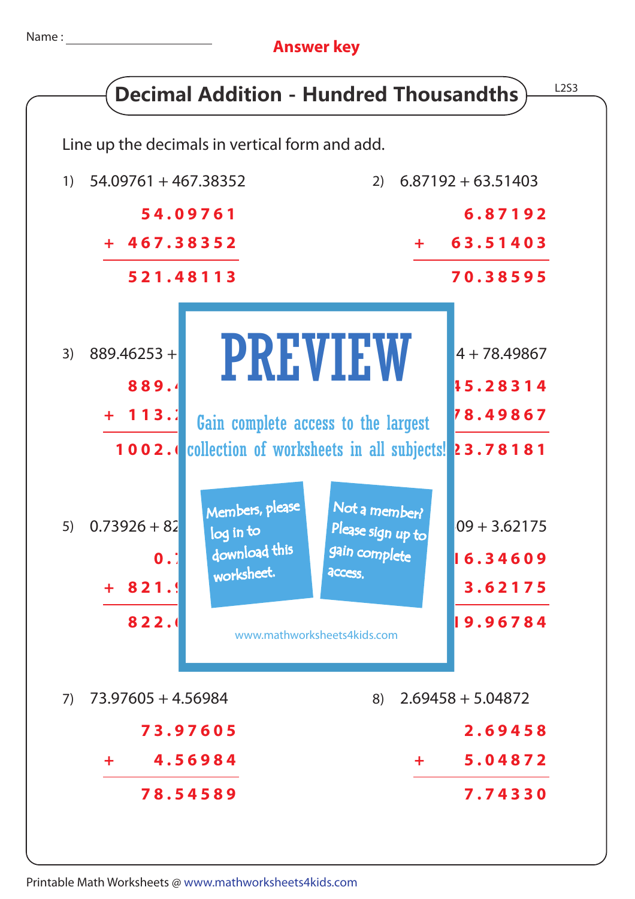Name : ____________________

**Answer key**

# Decimal Addition - Hundred Thousandths

L2S3

Line up the decimals in vertical form and add.

1) 54.09761 + 467.38352

```
   54.09761
+ 467.38352
-----------
  521.48113
```

2) 6.87192 + 63.51403

```
    6.87192
+  63.51403
-----------
   70.38595
```

3) 889.46253 +

```
   889.4
+  113.2
-----------
  1002.0
```

4) 4 + 78.49867

```
   45.28314
   78.49867
-----------
  123.78181
```

5) 0.73926 + 82

```
     0.7
+  821.9
-----------
   822.6
```

6) 09 + 3.62175

```
   16.34609
    3.62175
-----------
   19.96784
```

PREVIEW

Gain complete access to the largest collection of worksheets in all subjects!

Members, please log in to download this worksheet.

Not a member? Please sign up to gain complete access.

www.mathworksheets4kids.com

7) 73.97605 + 4.56984

```
   73.97605
+   4.56984
-----------
   78.54589
```

8) 2.69458 + 5.04872

```
    2.69458
+   5.04872
-----------
    7.74330
```

Printable Math Worksheets @ www.mathworksheets4kids.com